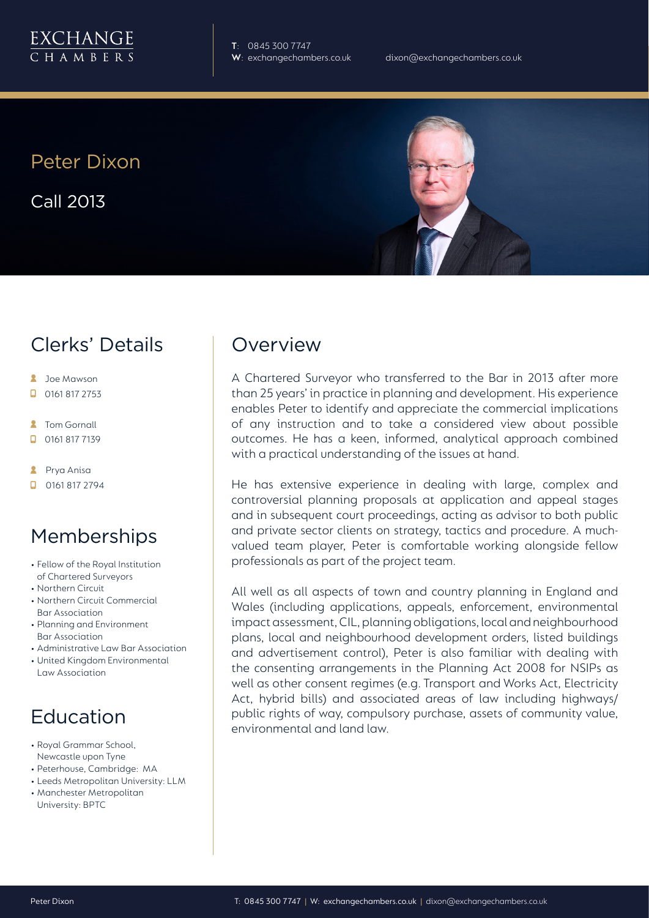EXCHANGE CHAMBERS

**T**: 0845 300 7747
**W**: exchangechambers.co.uk

dixon@exchangechambers.co.uk

# Peter Dixon

Call 2013

## Clerks' Details

- Joe Mawson
- 0161 817 2753
- Tom Gornall
- 0161 817 7139
- Prya Anisa
- 0161 817 2794

## Memberships

- Fellow of the Royal Institution of Chartered Surveyors
- Northern Circuit
- Northern Circuit Commercial Bar Association
- Planning and Environment Bar Association
- Administrative Law Bar Association
- United Kingdom Environmental Law Association

## Education

- Royal Grammar School, Newcastle upon Tyne
- Peterhouse, Cambridge: MA
- Leeds Metropolitan University: LLM
- Manchester Metropolitan University: BPTC

## Overview

A Chartered Surveyor who transferred to the Bar in 2013 after more than 25 years' in practice in planning and development. His experience enables Peter to identify and appreciate the commercial implications of any instruction and to take a considered view about possible outcomes. He has a keen, informed, analytical approach combined with a practical understanding of the issues at hand.

He has extensive experience in dealing with large, complex and controversial planning proposals at application and appeal stages and in subsequent court proceedings, acting as advisor to both public and private sector clients on strategy, tactics and procedure. A much-valued team player, Peter is comfortable working alongside fellow professionals as part of the project team.

All well as all aspects of town and country planning in England and Wales (including applications, appeals, enforcement, environmental impact assessment, CIL, planning obligations, local and neighbourhood plans, local and neighbourhood development orders, listed buildings and advertisement control), Peter is also familiar with dealing with the consenting arrangements in the Planning Act 2008 for NSIPs as well as other consent regimes (e.g. Transport and Works Act, Electricity Act, hybrid bills) and associated areas of law including highways/public rights of way, compulsory purchase, assets of community value, environmental and land law.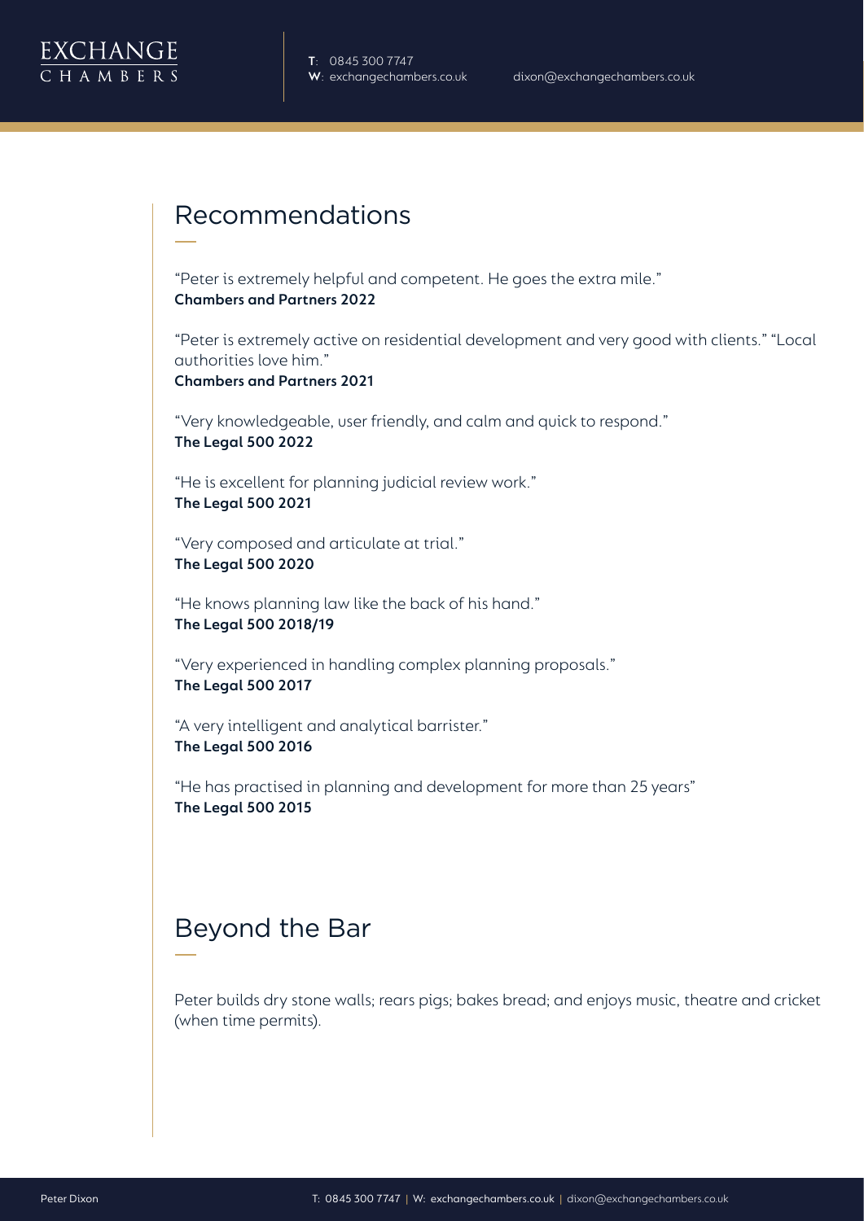## Recommendations

"Peter is extremely helpful and competent. He goes the extra mile."
**Chambers and Partners 2022**

"Peter is extremely active on residential development and very good with clients." "Local authorities love him."
**Chambers and Partners 2021**

"Very knowledgeable, user friendly, and calm and quick to respond."
**The Legal 500 2022**

"He is excellent for planning judicial review work."
**The Legal 500 2021**

"Very composed and articulate at trial."
**The Legal 500 2020**

"He knows planning law like the back of his hand."
**The Legal 500 2018/19**

"Very experienced in handling complex planning proposals."
**The Legal 500 2017**

"A very intelligent and analytical barrister."
**The Legal 500 2016**

"He has practised in planning and development for more than 25 years"
**The Legal 500 2015**

## Beyond the Bar

Peter builds dry stone walls; rears pigs; bakes bread; and enjoys music, theatre and cricket (when time permits).